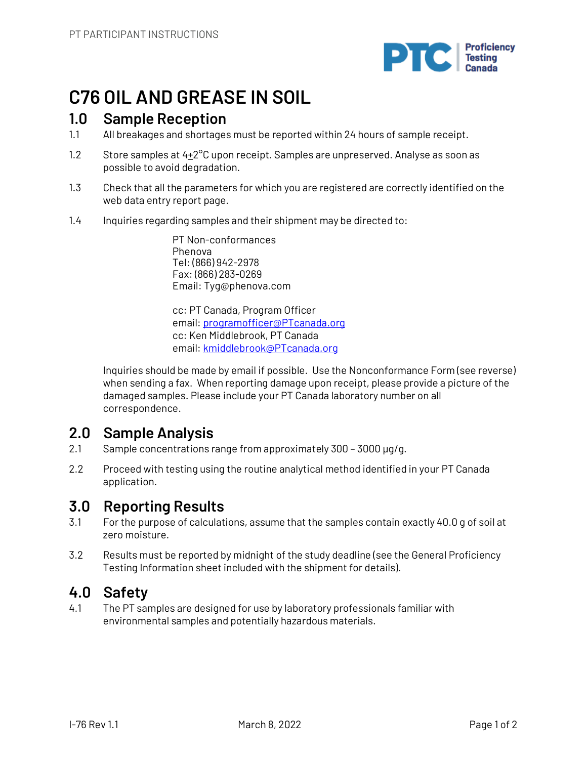# C76 OIL AND GREASE IN SOIL

## 1.0 Sample Reception

1.1 All breakages and shortages must be reported within 24 hours of sample receipt.

1.2 Store samples at $4 \pm 2$°C upon receipt. Samples are unpreserved. Analyse as soon as possible to avoid degradation.

1.3 Check that all the parameters for which you are registered are correctly identified on the web data entry report page.

1.4 Inquiries regarding samples and their shipment may be directed to:

> PT Non-conformances
> Phenova
> Tel: (866) 942-2978
> Fax: (866) 283-0269
> Email: Tyg@phenova.com
>
> cc: PT Canada, Program Officer
> email: programofficer@PTcanada.org
> cc: Ken Middlebrook, PT Canada
> email: kmiddlebrook@PTcanada.org

Inquiries should be made by email if possible. Use the Nonconformance Form (see reverse) when sending a fax. When reporting damage upon receipt, please provide a picture of the damaged samples. Please include your PT Canada laboratory number on all correspondence.

## 2.0 Sample Analysis

2.1 Sample concentrations range from approximately 300 – 3000 µg/g.

2.2 Proceed with testing using the routine analytical method identified in your PT Canada application.

## 3.0 Reporting Results

3.1 For the purpose of calculations, assume that the samples contain exactly 40.0 g of soil at zero moisture.

3.2 Results must be reported by midnight of the study deadline (see the General Proficiency Testing Information sheet included with the shipment for details).

## 4.0 Safety

4.1 The PT samples are designed for use by laboratory professionals familiar with environmental samples and potentially hazardous materials.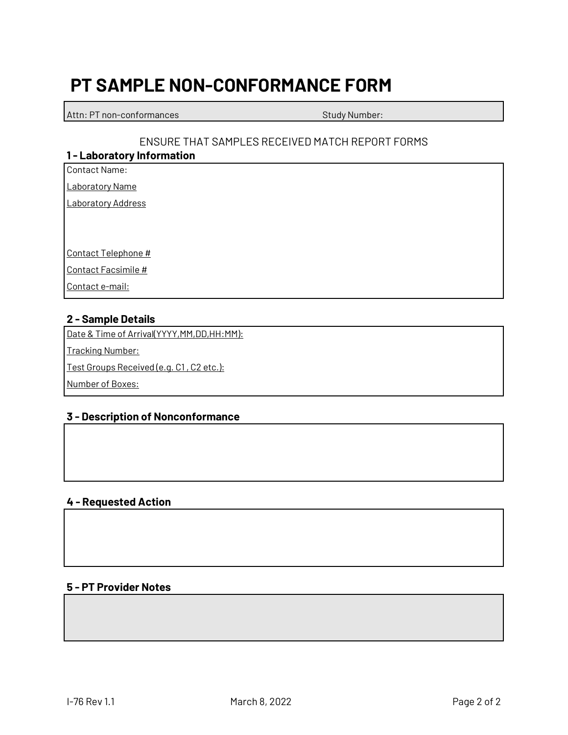# PT SAMPLE NON-CONFORMANCE FORM

Attn: PT non-conformances

Study Number:

ENSURE THAT SAMPLES RECEIVED MATCH REPORT FORMS

### 1 - Laboratory Information

Contact Name:

Laboratory Name

Laboratory Address

Contact Telephone #

Contact Facsimile #

Contact e-mail:

### 2 - Sample Details

Date & Time of Arrival(YYYY,MM,DD,HH:MM):

Tracking Number:

Test Groups Received (e.g. C1 , C2 etc.):

Number of Boxes:

### 3 - Description of Nonconformance

### 4 - Requested Action

### 5 - PT Provider Notes

I-76 Rev 1.1 March 8, 2022